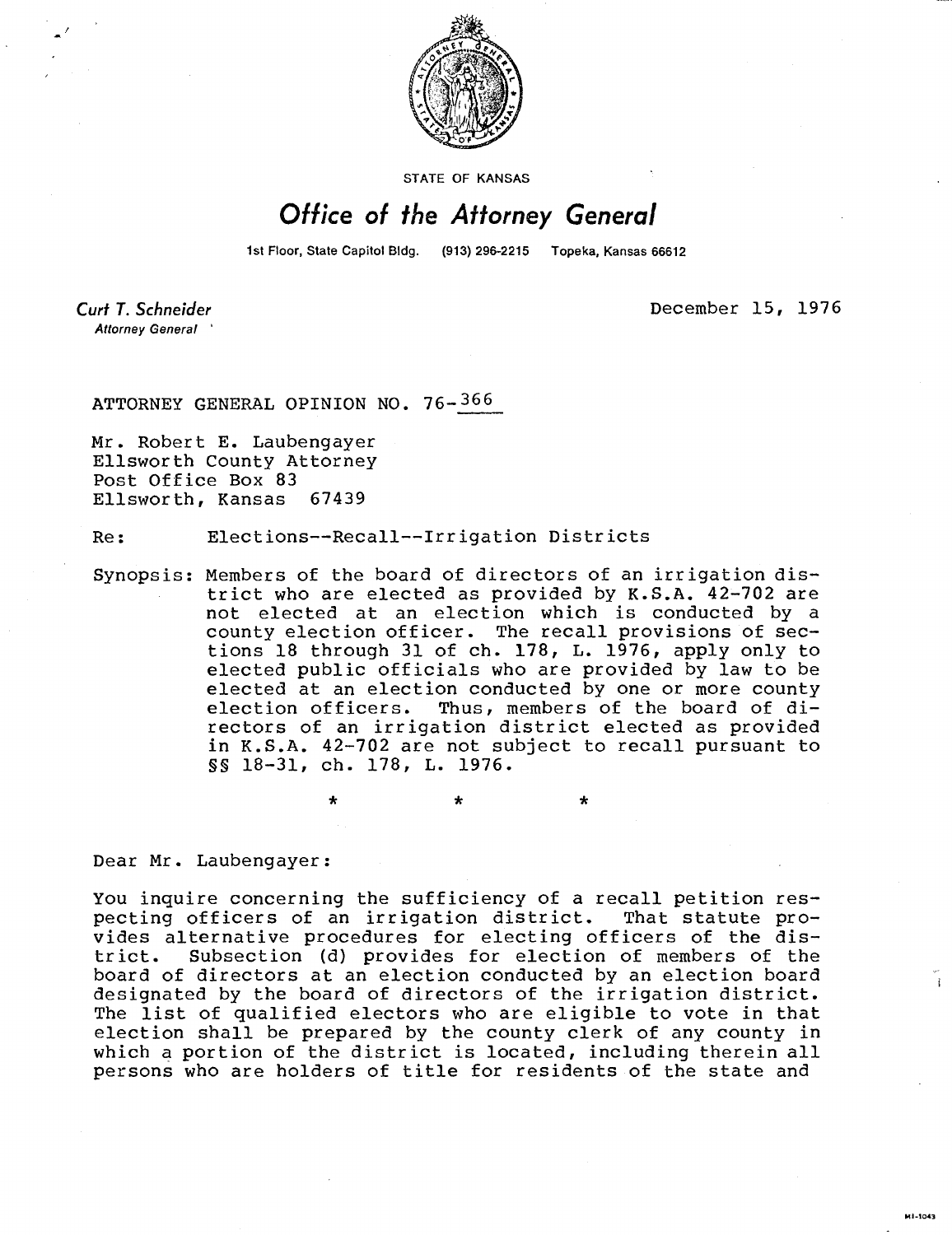STATE OF KANSAS

# Office of the Attorney General

1st Floor, State Capitol Bldg. (913) 296-2215 Topeka, Kansas 66612

**Curt T. Schneider**
*Attorney General*

December 15, 1976

ATTORNEY GENERAL OPINION NO. 76-366

Mr. Robert E. Laubengayer
Ellsworth County Attorney
Post Office Box 83
Ellsworth, Kansas 67439

Re: Elections--Recall--Irrigation Districts

Synopsis: Members of the board of directors of an irrigation district who are elected as provided by K.S.A. 42-702 are not elected at an election which is conducted by a county election officer. The recall provisions of sections 18 through 31 of ch. 178, L. 1976, apply only to elected public officials who are provided by law to be elected at an election conducted by one or more county election officers. Thus, members of the board of directors of an irrigation district elected as provided in K.S.A. 42-702 are not subject to recall pursuant to §§ 18-31, ch. 178, L. 1976.

\* \* \*

Dear Mr. Laubengayer:

You inquire concerning the sufficiency of a recall petition respecting officers of an irrigation district. That statute provides alternative procedures for electing officers of the district. Subsection (d) provides for election of members of the board of directors at an election conducted by an election board designated by the board of directors of the irrigation district. The list of qualified electors who are eligible to vote in that election shall be prepared by the county clerk of any county in which a portion of the district is located, including therein all persons who are holders of title for residents of the state and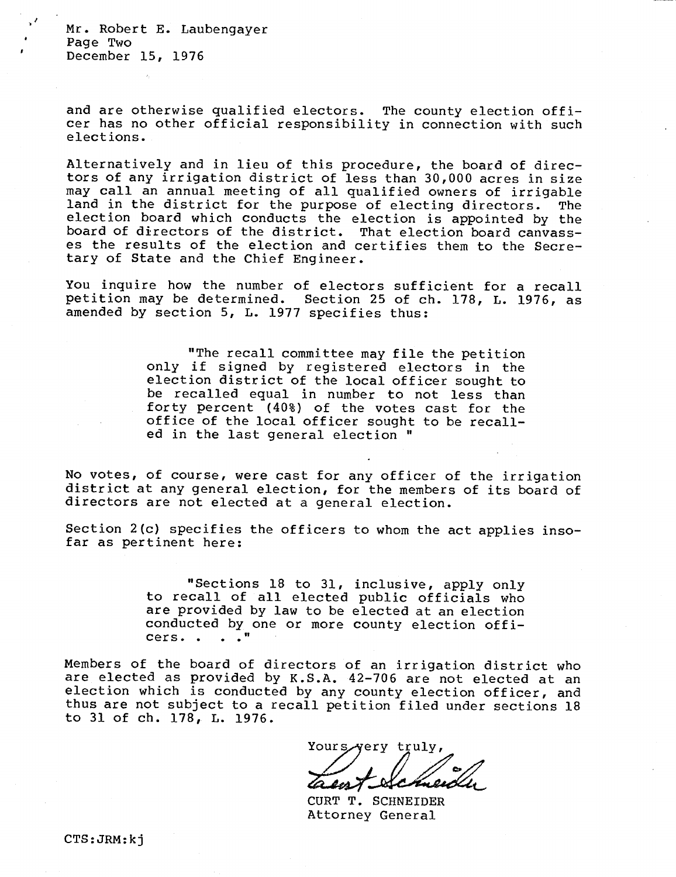and are otherwise qualified electors. The county election officer has no other official responsibility in connection with such elections.

Alternatively and in lieu of this procedure, the board of directors of any irrigation district of less than 30,000 acres in size may call an annual meeting of all qualified owners of irrigable land in the district for the purpose of electing directors. The election board which conducts the election is appointed by the board of directors of the district. That election board canvasses the results of the election and certifies them to the Secretary of State and the Chief Engineer.

You inquire how the number of electors sufficient for a recall petition may be determined. Section 25 of ch. 178, L. 1976, as amended by section 5, L. 1977 specifies thus:

> "The recall committee may file the petition only if signed by registered electors in the election district of the local officer sought to be recalled equal in number to not less than forty percent (40%) of the votes cast for the office of the local officer sought to be recalled in the last general election "

No votes, of course, were cast for any officer of the irrigation district at any general election, for the members of its board of directors are not elected at a general election.

Section 2(c) specifies the officers to whom the act applies insofar as pertinent here:

> "Sections 18 to 31, inclusive, apply only to recall of all elected public officials who are provided by law to be elected at an election conducted by one or more county election officers. . . ."

Members of the board of directors of an irrigation district who are elected as provided by K.S.A. 42-706 are not elected at an election which is conducted by any county election officer, and thus are not subject to a recall petition filed under sections 18 to 31 of ch. 178, L. 1976.

Yours very truly,

CURT T. SCHNEIDER
Attorney General

CTS:JRM:kj